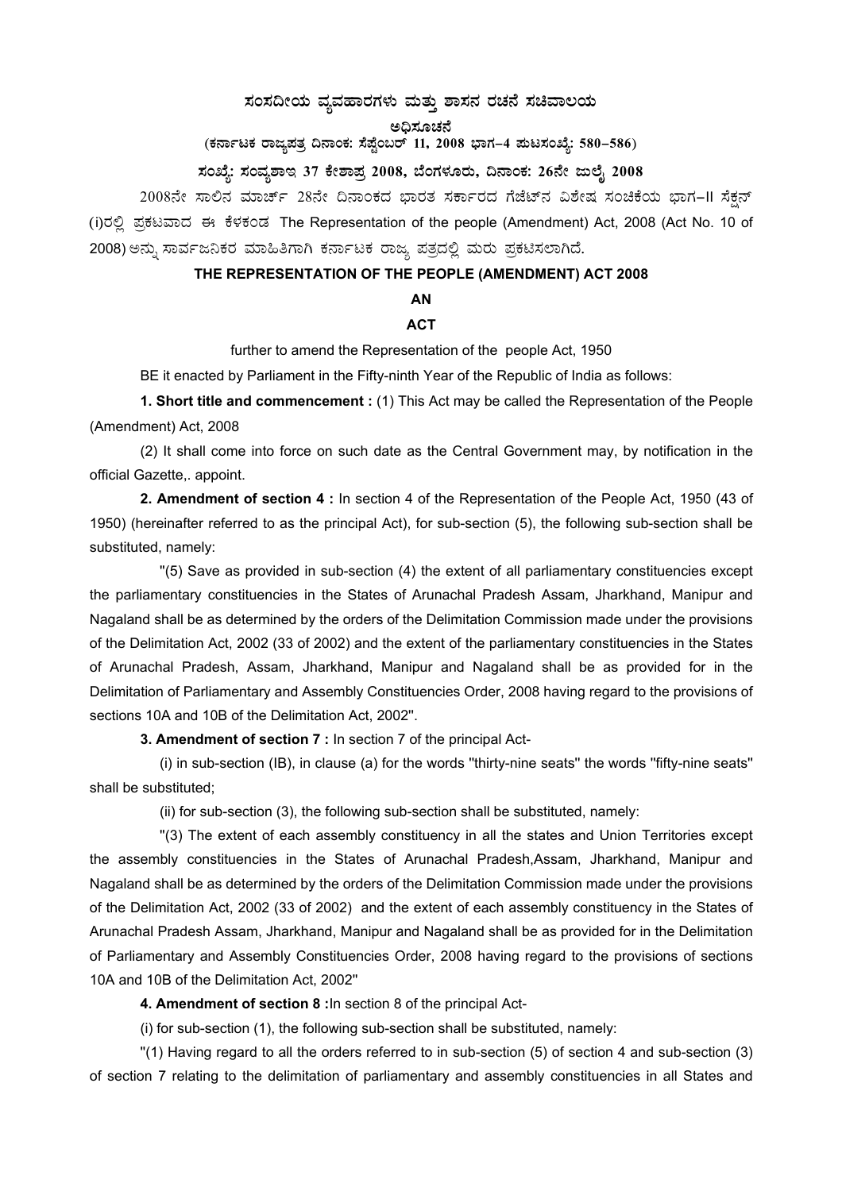# ಸಂಸದೀಯ ವ್ಯವಹಾರಗಳು ಮತ್ತು ಶಾಸನ ರಚನೆ ಸಚಿವಾಲಯ

**ಅಧಿಸೂಚನೆ**

**(ಕರ್ನಾಟಕ ರಾಜ್ಯಪತ್ರ ದಿನಾಂಕ: ಸೆಪ್ಟೆಂಬರ್ 11, 2008 ಭಾಗ-4 ಪುಟಸಂಖ್ಯೆ: 580-586)**

**ಸಂಖ್ಯೆ: ಸಂವ್ಯಶಾಇ 37 ಕೇಶಾಪ್ರ 2008, ಬೆಂಗಳೂರು, ದಿನಾಂಕ: 26ನೇ ಜುಲೈ 2008**

2008ನೇ ಸಾಲಿನ ಮಾರ್ಚ್ 28ನೇ ದಿನಾಂಕದ ಭಾರತ ಸರ್ಕಾರದ ಗೆಜೆಟ್‌ನ ವಿಶೇಷ ಸಂಚಿಕೆಯ ಭಾಗ-II ಸೆಕ್ಷನ್ (i)ರಲ್ಲಿ ಪ್ರಕಟವಾದ ಈ ಕೆಳಕಂಡ The Representation of the people (Amendment) Act, 2008 (Act No. 10 of 2008) ಅನ್ನು ಸಾರ್ವಜನಿಕರ ಮಾಹಿತಿಗಾಗಿ ಕರ್ನಾಟಕ ರಾಜ್ಯ ಪತ್ರದಲ್ಲಿ ಮರು ಪ್ರಕಟಿಸಲಾಗಿದೆ.

## THE REPRESENTATION OF THE PEOPLE (AMENDMENT) ACT 2008

**AN**

**ACT**

further to amend the Representation of the people Act, 1950

BE it enacted by Parliament in the Fifty-ninth Year of the Republic of India as follows:

**1. Short title and commencement :** (1) This Act may be called the Representation of the People (Amendment) Act, 2008

(2) It shall come into force on such date as the Central Government may, by notification in the official Gazette,. appoint.

**2. Amendment of section 4 :** In section 4 of the Representation of the People Act, 1950 (43 of 1950) (hereinafter referred to as the principal Act), for sub-section (5), the following sub-section shall be substituted, namely:

"(5) Save as provided in sub-section (4) the extent of all parliamentary constituencies except the parliamentary constituencies in the States of Arunachal Pradesh Assam, Jharkhand, Manipur and Nagaland shall be as determined by the orders of the Delimitation Commission made under the provisions of the Delimitation Act, 2002 (33 of 2002) and the extent of the parliamentary constituencies in the States of Arunachal Pradesh, Assam, Jharkhand, Manipur and Nagaland shall be as provided for in the Delimitation of Parliamentary and Assembly Constituencies Order, 2008 having regard to the provisions of sections 10A and 10B of the Delimitation Act, 2002".

**3. Amendment of section 7 :** In section 7 of the principal Act-

(i) in sub-section (IB), in clause (a) for the words "thirty-nine seats" the words "fifty-nine seats" shall be substituted;

(ii) for sub-section (3), the following sub-section shall be substituted, namely:

"(3) The extent of each assembly constituency in all the states and Union Territories except the assembly constituencies in the States of Arunachal Pradesh,Assam, Jharkhand, Manipur and Nagaland shall be as determined by the orders of the Delimitation Commission made under the provisions of the Delimitation Act, 2002 (33 of 2002) and the extent of each assembly constituency in the States of Arunachal Pradesh Assam, Jharkhand, Manipur and Nagaland shall be as provided for in the Delimitation of Parliamentary and Assembly Constituencies Order, 2008 having regard to the provisions of sections 10A and 10B of the Delimitation Act, 2002"

**4. Amendment of section 8 :**In section 8 of the principal Act-

(i) for sub-section (1), the following sub-section shall be substituted, namely:

"(1) Having regard to all the orders referred to in sub-section (5) of section 4 and sub-section (3) of section 7 relating to the delimitation of parliamentary and assembly constituencies in all States and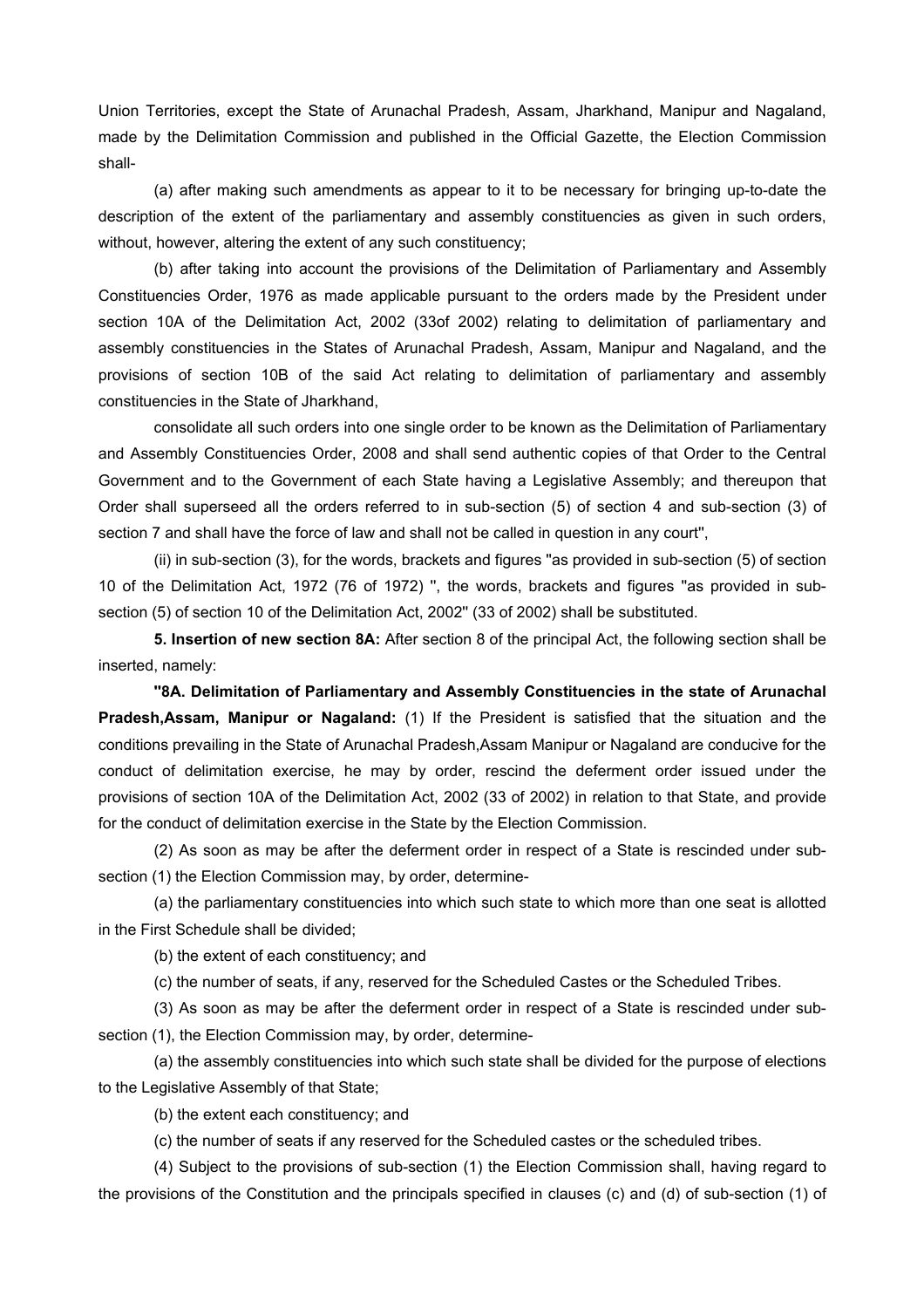Union Territories, except the State of Arunachal Pradesh, Assam, Jharkhand, Manipur and Nagaland, made by the Delimitation Commission and published in the Official Gazette, the Election Commission shall-

(a) after making such amendments as appear to it to be necessary for bringing up-to-date the description of the extent of the parliamentary and assembly constituencies as given in such orders, without, however, altering the extent of any such constituency;

(b) after taking into account the provisions of the Delimitation of Parliamentary and Assembly Constituencies Order, 1976 as made applicable pursuant to the orders made by the President under section 10A of the Delimitation Act, 2002 (33of 2002) relating to delimitation of parliamentary and assembly constituencies in the States of Arunachal Pradesh, Assam, Manipur and Nagaland, and the provisions of section 10B of the said Act relating to delimitation of parliamentary and assembly constituencies in the State of Jharkhand,

consolidate all such orders into one single order to be known as the Delimitation of Parliamentary and Assembly Constituencies Order, 2008 and shall send authentic copies of that Order to the Central Government and to the Government of each State having a Legislative Assembly; and thereupon that Order shall superseed all the orders referred to in sub-section (5) of section 4 and sub-section (3) of section 7 and shall have the force of law and shall not be called in question in any court",

(ii) in sub-section (3), for the words, brackets and figures "as provided in sub-section (5) of section 10 of the Delimitation Act, 1972 (76 of 1972) ", the words, brackets and figures "as provided in sub-section (5) of section 10 of the Delimitation Act, 2002" (33 of 2002) shall be substituted.

**5. Insertion of new section 8A:** After section 8 of the principal Act, the following section shall be inserted, namely:

**"8A. Delimitation of Parliamentary and Assembly Constituencies in the state of Arunachal Pradesh,Assam, Manipur or Nagaland:** (1) If the President is satisfied that the situation and the conditions prevailing in the State of Arunachal Pradesh,Assam Manipur or Nagaland are conducive for the conduct of delimitation exercise, he may by order, rescind the deferment order issued under the provisions of section 10A of the Delimitation Act, 2002 (33 of 2002) in relation to that State, and provide for the conduct of delimitation exercise in the State by the Election Commission.

(2) As soon as may be after the deferment order in respect of a State is rescinded under sub-section (1) the Election Commission may, by order, determine-

(a) the parliamentary constituencies into which such state to which more than one seat is allotted in the First Schedule shall be divided;

(b) the extent of each constituency; and

(c) the number of seats, if any, reserved for the Scheduled Castes or the Scheduled Tribes.

(3) As soon as may be after the deferment order in respect of a State is rescinded under sub-section (1), the Election Commission may, by order, determine-

(a) the assembly constituencies into which such state shall be divided for the purpose of elections to the Legislative Assembly of that State;

(b) the extent each constituency; and

(c) the number of seats if any reserved for the Scheduled castes or the scheduled tribes.

(4) Subject to the provisions of sub-section (1) the Election Commission shall, having regard to the provisions of the Constitution and the principals specified in clauses (c) and (d) of sub-section (1) of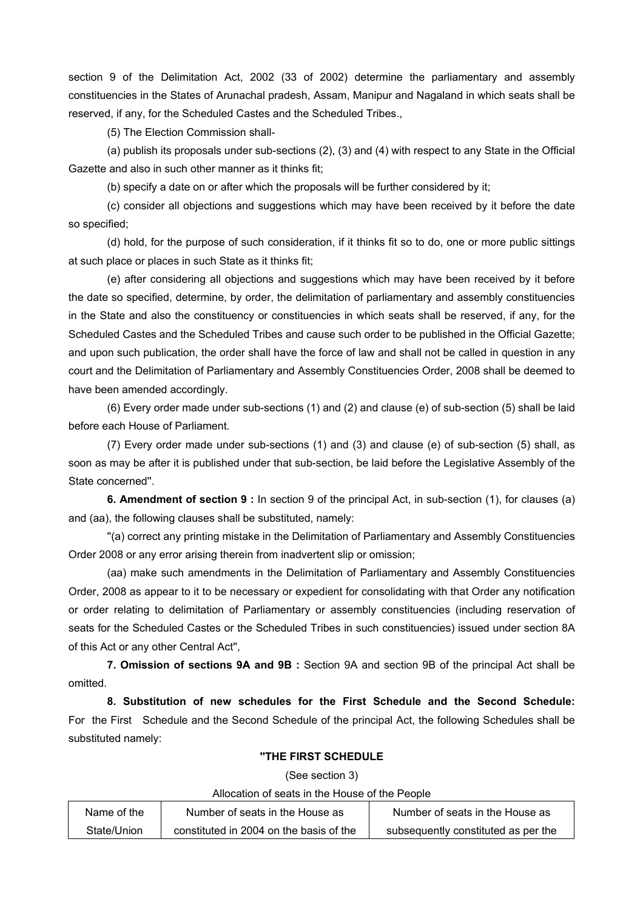section 9 of the Delimitation Act, 2002 (33 of 2002) determine the parliamentary and assembly constituencies in the States of Arunachal pradesh, Assam, Manipur and Nagaland in which seats shall be reserved, if any, for the Scheduled Castes and the Scheduled Tribes.,

(5) The Election Commission shall-

(a) publish its proposals under sub-sections (2), (3) and (4) with respect to any State in the Official Gazette and also in such other manner as it thinks fit;

(b) specify a date on or after which the proposals will be further considered by it;

(c) consider all objections and suggestions which may have been received by it before the date so specified;

(d) hold, for the purpose of such consideration, if it thinks fit so to do, one or more public sittings at such place or places in such State as it thinks fit;

(e) after considering all objections and suggestions which may have been received by it before the date so specified, determine, by order, the delimitation of parliamentary and assembly constituencies in the State and also the constituency or constituencies in which seats shall be reserved, if any, for the Scheduled Castes and the Scheduled Tribes and cause such order to be published in the Official Gazette; and upon such publication, the order shall have the force of law and shall not be called in question in any court and the Delimitation of Parliamentary and Assembly Constituencies Order, 2008 shall be deemed to have been amended accordingly.

(6) Every order made under sub-sections (1) and (2) and clause (e) of sub-section (5) shall be laid before each House of Parliament.

(7) Every order made under sub-sections (1) and (3) and clause (e) of sub-section (5) shall, as soon as may be after it is published under that sub-section, be laid before the Legislative Assembly of the State concerned''.

**6. Amendment of section 9 :** In section 9 of the principal Act, in sub-section (1), for clauses (a) and (aa), the following clauses shall be substituted, namely:

''(a) correct any printing mistake in the Delimitation of Parliamentary and Assembly Constituencies Order 2008 or any error arising therein from inadvertent slip or omission;

(aa) make such amendments in the Delimitation of Parliamentary and Assembly Constituencies Order, 2008 as appear to it to be necessary or expedient for consolidating with that Order any notification or order relating to delimitation of Parliamentary or assembly constituencies (including reservation of seats for the Scheduled Castes or the Scheduled Tribes in such constituencies) issued under section 8A of this Act or any other Central Act'',

**7. Omission of sections 9A and 9B :** Section 9A and section 9B of the principal Act shall be omitted.

**8. Substitution of new schedules for the First Schedule and the Second Schedule:** For the First Schedule and the Second Schedule of the principal Act, the following Schedules shall be substituted namely:

**''THE FIRST SCHEDULE**

(See section 3)

Allocation of seats in the House of the People

| Name of the State/Union | Number of seats in the House as constituted in 2004 on the basis of the | Number of seats in the House as subsequently constituted as per the |
|---|---|---|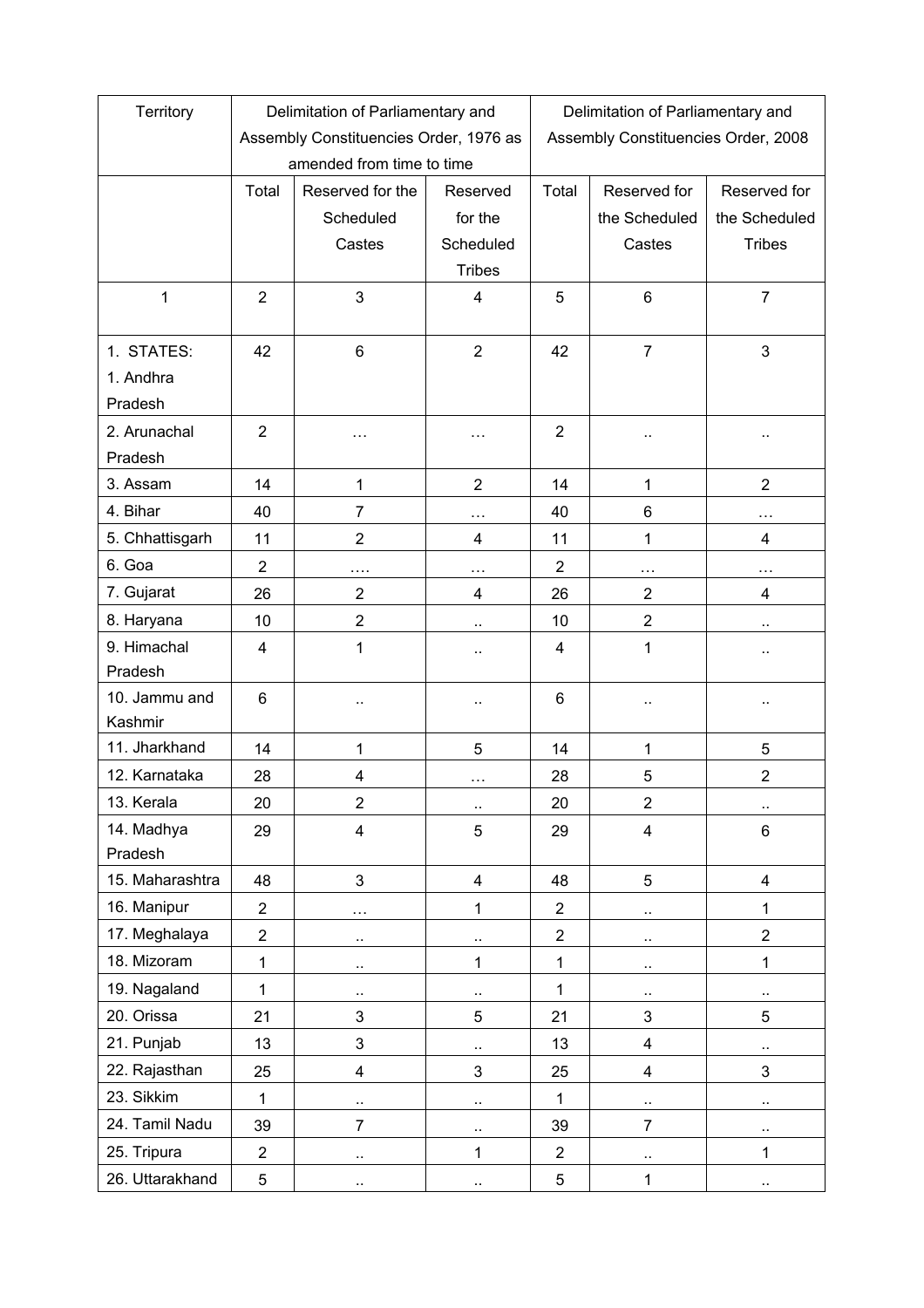| Territory | Delimitation of Parliamentary and Assembly Constituencies Order, 1976 as amended from time to time | | | Delimitation of Parliamentary and Assembly Constituencies Order, 2008 | | |
|---|---|---|---|---|---|---|
| | Total | Reserved for the Scheduled Castes | Reserved for the Scheduled Tribes | Total | Reserved for the Scheduled Castes | Reserved for the Scheduled Tribes |
| 1 | 2 | 3 | 4 | 5 | 6 | 7 |
| 1. STATES: 1. Andhra Pradesh | 42 | 6 | 2 | 42 | 7 | 3 |
| 2. Arunachal Pradesh | 2 | … | … | 2 | .. | .. |
| 3. Assam | 14 | 1 | 2 | 14 | 1 | 2 |
| 4. Bihar | 40 | 7 | … | 40 | 6 | … |
| 5. Chhattisgarh | 11 | 2 | 4 | 11 | 1 | 4 |
| 6. Goa | 2 | …. | … | 2 | … | … |
| 7. Gujarat | 26 | 2 | 4 | 26 | 2 | 4 |
| 8. Haryana | 10 | 2 | .. | 10 | 2 | .. |
| 9. Himachal Pradesh | 4 | 1 | .. | 4 | 1 | .. |
| 10. Jammu and Kashmir | 6 | .. | .. | 6 | .. | .. |
| 11. Jharkhand | 14 | 1 | 5 | 14 | 1 | 5 |
| 12. Karnataka | 28 | 4 | … | 28 | 5 | 2 |
| 13. Kerala | 20 | 2 | .. | 20 | 2 | .. |
| 14. Madhya Pradesh | 29 | 4 | 5 | 29 | 4 | 6 |
| 15. Maharashtra | 48 | 3 | 4 | 48 | 5 | 4 |
| 16. Manipur | 2 | … | 1 | 2 | .. | 1 |
| 17. Meghalaya | 2 | .. | .. | 2 | .. | 2 |
| 18. Mizoram | 1 | .. | 1 | 1 | .. | 1 |
| 19. Nagaland | 1 | .. | .. | 1 | .. | .. |
| 20. Orissa | 21 | 3 | 5 | 21 | 3 | 5 |
| 21. Punjab | 13 | 3 | .. | 13 | 4 | .. |
| 22. Rajasthan | 25 | 4 | 3 | 25 | 4 | 3 |
| 23. Sikkim | 1 | .. | .. | 1 | .. | .. |
| 24. Tamil Nadu | 39 | 7 | .. | 39 | 7 | .. |
| 25. Tripura | 2 | .. | 1 | 2 | .. | 1 |
| 26. Uttarakhand | 5 | .. | .. | 5 | 1 | .. |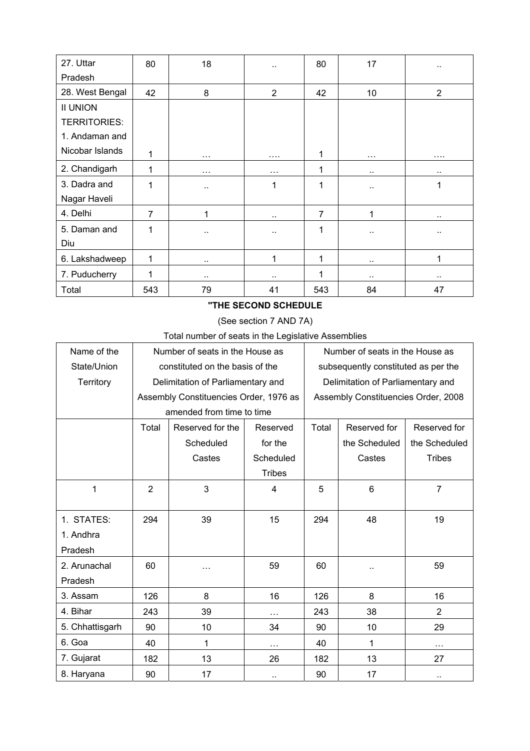| 27. Uttar Pradesh | 80 | 18 | .. | 80 | 17 | .. |
|---|---|---|---|---|---|---|
| 28. West Bengal | 42 | 8 | 2 | 42 | 10 | 2 |
| II UNION TERRITORIES: 1. Andaman and Nicobar Islands | 1 | … | …. | 1 | … | …. |
| 2. Chandigarh | 1 | … | … | 1 | .. | .. |
| 3. Dadra and Nagar Haveli | 1 | .. | 1 | 1 | .. | 1 |
| 4. Delhi | 7 | 1 | .. | 7 | 1 | .. |
| 5. Daman and Diu | 1 | .. | .. | 1 | .. | .. |
| 6. Lakshadweep | 1 | .. | 1 | 1 | .. | 1 |
| 7. Puducherry | 1 | .. | .. | 1 | .. | .. |
| Total | 543 | 79 | 41 | 543 | 84 | 47 |

**"THE SECOND SCHEDULE**

(See section 7 AND 7A)

Total number of seats in the Legislative Assemblies

| Name of the State/Union Territory | Number of seats in the House as constituted on the basis of the Delimitation of Parliamentary and Assembly Constituencies Order, 1976 as amended from time to time | | | Number of seats in the House as subsequently constituted as per the Delimitation of Parliamentary and Assembly Constituencies Order, 2008 | | |
|---|---|---|---|---|---|---|
| | Total | Reserved for the Scheduled Castes | Reserved for the Scheduled Tribes | Total | Reserved for the Scheduled Castes | Reserved for the Scheduled Tribes |
| 1 | 2 | 3 | 4 | 5 | 6 | 7 |
| 1. STATES: 1. Andhra Pradesh | 294 | 39 | 15 | 294 | 48 | 19 |
| 2. Arunachal Pradesh | 60 | … | 59 | 60 | .. | 59 |
| 3. Assam | 126 | 8 | 16 | 126 | 8 | 16 |
| 4. Bihar | 243 | 39 | … | 243 | 38 | 2 |
| 5. Chhattisgarh | 90 | 10 | 34 | 90 | 10 | 29 |
| 6. Goa | 40 | 1 | … | 40 | 1 | … |
| 7. Gujarat | 182 | 13 | 26 | 182 | 13 | 27 |
| 8. Haryana | 90 | 17 | .. | 90 | 17 | .. |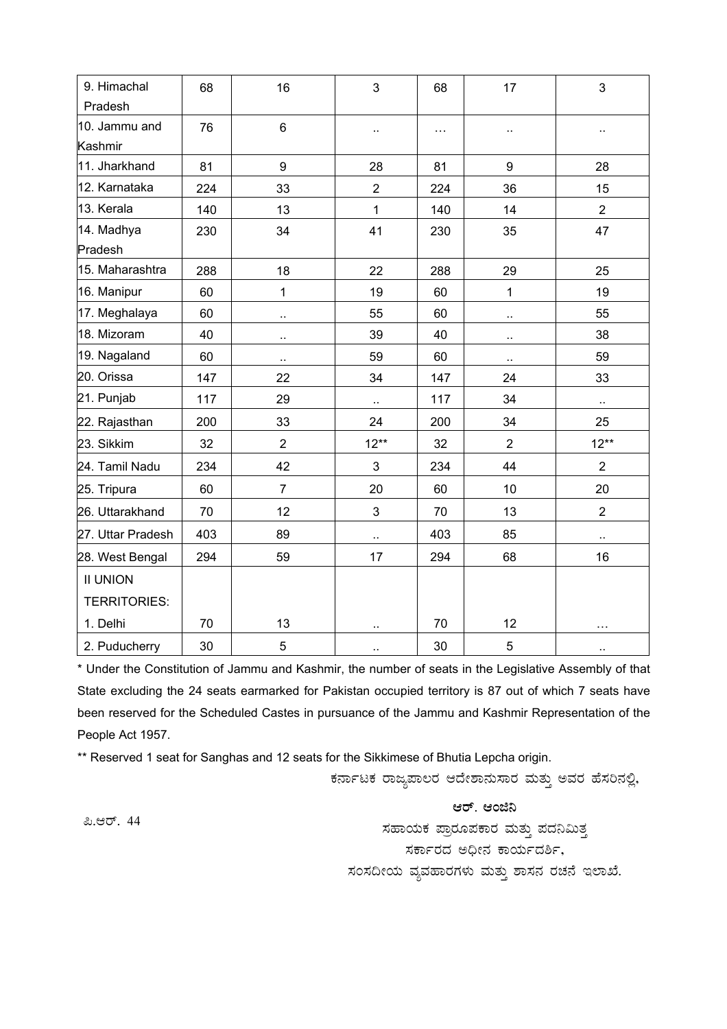| | | | | | | |
|---|---|---|---|---|---|---|
| 9. Himachal Pradesh | 68 | 16 | 3 | 68 | 17 | 3 |
| 10. Jammu and Kashmir | 76 | 6 | .. | … | .. | .. |
| 11. Jharkhand | 81 | 9 | 28 | 81 | 9 | 28 |
| 12. Karnataka | 224 | 33 | 2 | 224 | 36 | 15 |
| 13. Kerala | 140 | 13 | 1 | 140 | 14 | 2 |
| 14. Madhya Pradesh | 230 | 34 | 41 | 230 | 35 | 47 |
| 15. Maharashtra | 288 | 18 | 22 | 288 | 29 | 25 |
| 16. Manipur | 60 | 1 | 19 | 60 | 1 | 19 |
| 17. Meghalaya | 60 | .. | 55 | 60 | .. | 55 |
| 18. Mizoram | 40 | .. | 39 | 40 | .. | 38 |
| 19. Nagaland | 60 | .. | 59 | 60 | .. | 59 |
| 20. Orissa | 147 | 22 | 34 | 147 | 24 | 33 |
| 21. Punjab | 117 | 29 | .. | 117 | 34 | .. |
| 22. Rajasthan | 200 | 33 | 24 | 200 | 34 | 25 |
| 23. Sikkim | 32 | 2 | 12** | 32 | 2 | 12** |
| 24. Tamil Nadu | 234 | 42 | 3 | 234 | 44 | 2 |
| 25. Tripura | 60 | 7 | 20 | 60 | 10 | 20 |
| 26. Uttarakhand | 70 | 12 | 3 | 70 | 13 | 2 |
| 27. Uttar Pradesh | 403 | 89 | .. | 403 | 85 | .. |
| 28. West Bengal | 294 | 59 | 17 | 294 | 68 | 16 |
| II UNION TERRITORIES: | | | | | | |
| 1. Delhi | 70 | 13 | .. | 70 | 12 | … |
| 2. Puducherry | 30 | 5 | .. | 30 | 5 | .. |

* Under the Constitution of Jammu and Kashmir, the number of seats in the Legislative Assembly of that State excluding the 24 seats earmarked for Pakistan occupied territory is 87 out of which 7 seats have been reserved for the Scheduled Castes in pursuance of the Jammu and Kashmir Representation of the People Act 1957.

** Reserved 1 seat for Sanghas and 12 seats for the Sikkimese of Bhutia Lepcha origin.

ಕರ್ನಾಟಕ ರಾಜ್ಯಪಾಲರ ಆದೇಶಾನುಸಾರ ಮತ್ತು ಅವರ ಹೆಸರಿನಲ್ಲಿ,

ಪಿ.ಆರ್. 44

**ಆರ್. ಆಂಜಿನಿ**

ಸಹಾಯಕ ಪ್ರಾರೂಪಕಾರ ಮತ್ತು ಪದನಿಮಿತ್ತ

ಸರ್ಕಾರದ ಅಧೀನ ಕಾರ್ಯದರ್ಶಿ,

ಸಂಸದೀಯ ವ್ಯವಹಾರಗಳು ಮತ್ತು ಶಾಸನ ರಚನೆ ಇಲಾಖೆ.